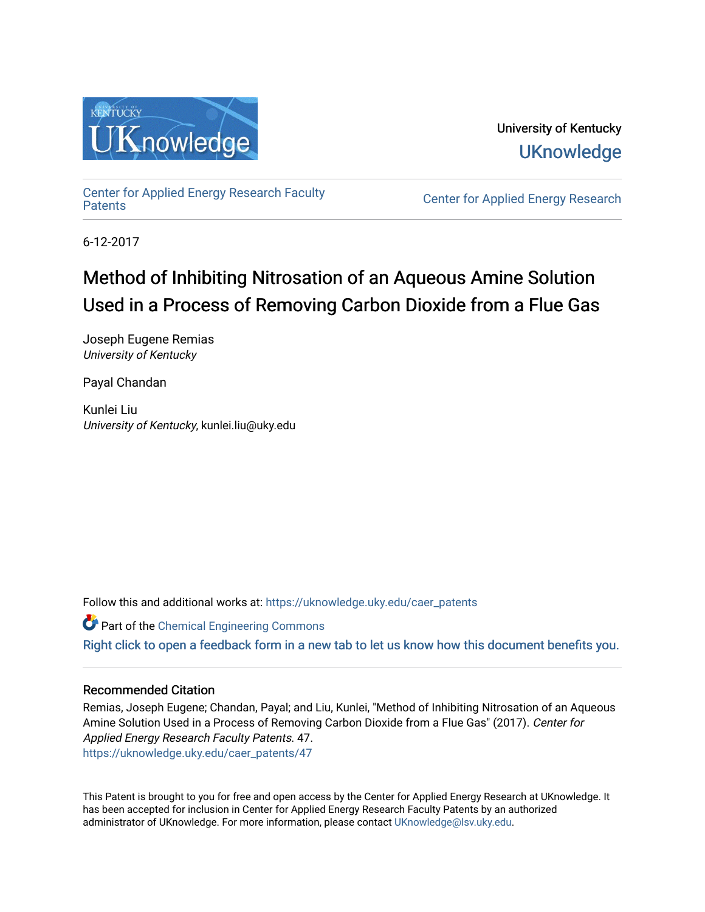University of Kentucky

UKnowledge

Center for Applied Energy Research Faculty Patents

Center for Applied Energy Research

6-12-2017

# Method of Inhibiting Nitrosation of an Aqueous Amine Solution Used in a Process of Removing Carbon Dioxide from a Flue Gas

Joseph Eugene Remias
*University of Kentucky*

Payal Chandan

Kunlei Liu
*University of Kentucky*, kunlei.liu@uky.edu

Follow this and additional works at: https://uknowledge.uky.edu/caer_patents

Part of the Chemical Engineering Commons

Right click to open a feedback form in a new tab to let us know how this document benefits you.

## Recommended Citation

Remias, Joseph Eugene; Chandan, Payal; and Liu, Kunlei, "Method of Inhibiting Nitrosation of an Aqueous Amine Solution Used in a Process of Removing Carbon Dioxide from a Flue Gas" (2017). *Center for Applied Energy Research Faculty Patents*. 47.
https://uknowledge.uky.edu/caer_patents/47

This Patent is brought to you for free and open access by the Center for Applied Energy Research at UKnowledge. It has been accepted for inclusion in Center for Applied Energy Research Faculty Patents by an authorized administrator of UKnowledge. For more information, please contact UKnowledge@lsv.uky.edu.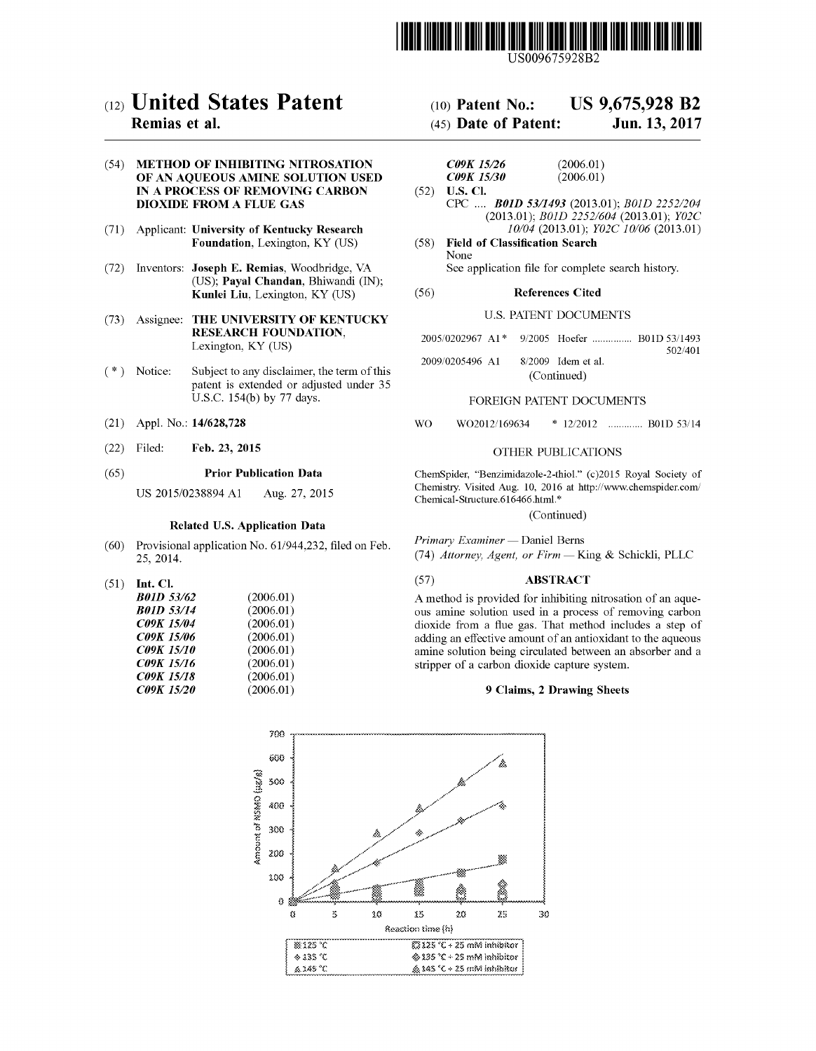# (12) United States Patent
**Remias et al.**

(10) **Patent No.: US 9,675,928 B2**

(45) **Date of Patent: Jun. 13, 2017**

(54) **METHOD OF INHIBITING NITROSATION OF AN AQUEOUS AMINE SOLUTION USED IN A PROCESS OF REMOVING CARBON DIOXIDE FROM A FLUE GAS**

(71) Applicant: **University of Kentucky Research Foundation**, Lexington, KY (US)

(72) Inventors: **Joseph E. Remias**, Woodbridge, VA (US); **Payal Chandan**, Bhiwandi (IN); **Kunlei Liu**, Lexington, KY (US)

(73) Assignee: **THE UNIVERSITY OF KENTUCKY RESEARCH FOUNDATION**, Lexington, KY (US)

( * ) Notice: Subject to any disclaimer, the term of this patent is extended or adjusted under 35 U.S.C. 154(b) by 77 days.

(21) Appl. No.: **14/628,728**

(22) Filed: **Feb. 23, 2015**

(65) **Prior Publication Data**

US 2015/0238894 A1 Aug. 27, 2015

**Related U.S. Application Data**

(60) Provisional application No. 61/944,232, filed on Feb. 25, 2014.

(51) **Int. Cl.**

| | |
|---|---|
| ***B01D 53/62*** | (2006.01) |
| ***B01D 53/14*** | (2006.01) |
| ***C09K 15/04*** | (2006.01) |
| ***C09K 15/06*** | (2006.01) |
| ***C09K 15/10*** | (2006.01) |
| ***C09K 15/16*** | (2006.01) |
| ***C09K 15/18*** | (2006.01) |
| ***C09K 15/20*** | (2006.01) |
| ***C09K 15/26*** | (2006.01) |
| ***C09K 15/30*** | (2006.01) |

(52) **U.S. Cl.**

CPC .... ***B01D 53/1493*** (2013.01); *B01D 2252/204* (2013.01); *B01D 2252/604* (2013.01); *Y02C 10/04* (2013.01); *Y02C 10/06* (2013.01)

(58) **Field of Classification Search**

None

See application file for complete search history.

(56) **References Cited**

U.S. PATENT DOCUMENTS

2005/0202967 A1 * 9/2005 Hoefer ............... B01D 53/1493 502/401

2009/0205496 A1 8/2009 Idem et al.

(Continued)

FOREIGN PATENT DOCUMENTS

WO WO2012/169634 * 12/2012 ............. B01D 53/14

OTHER PUBLICATIONS

ChemSpider, "Benzimidazole-2-thiol." (c)2015 Royal Society of Chemistry. Visited Aug. 10, 2016 at http://www.chemspider.com/Chemical-Structure.616466.html.*

(Continued)

*Primary Examiner* — Daniel Berns

(74) *Attorney, Agent, or Firm* — King & Schickli, PLLC

(57) **ABSTRACT**

A method is provided for inhibiting nitrosation of an aqueous amine solution used in a process of removing carbon dioxide from a flue gas. That method includes a step of adding an effective amount of an antioxidant to the aqueous amine solution being circulated between an absorber and a stripper of a carbon dioxide capture system.

**9 Claims, 2 Drawing Sheets**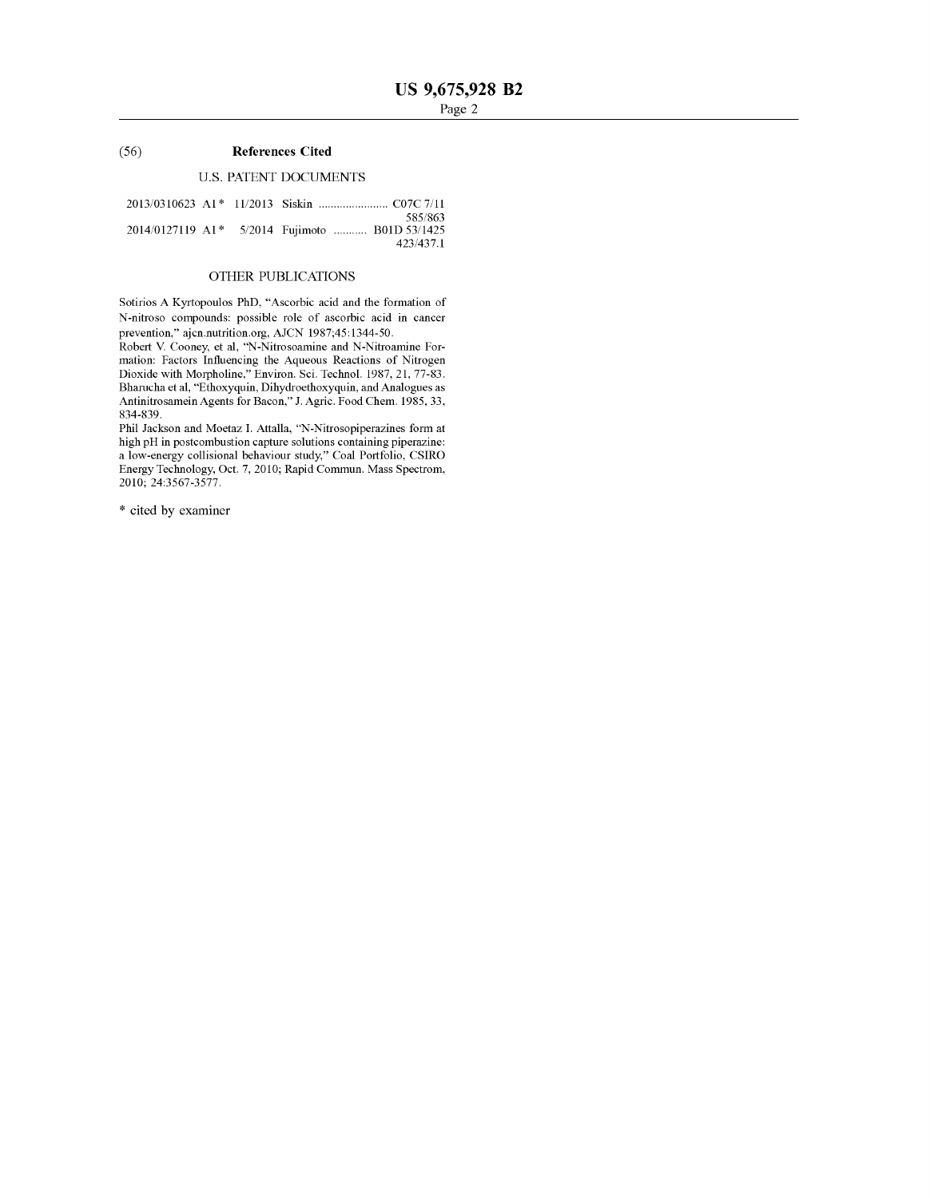## (56) References Cited

### U.S. PATENT DOCUMENTS

| | | | | |
|---|---|---|---|---|
| 2013/0310623 A1* | 11/2013 | Siskin | C07C 7/11 | 585/863 |
| 2014/0127119 A1* | 5/2014 | Fujimoto | B01D 53/1425 | 423/437.1 |

### OTHER PUBLICATIONS

Sotirios A Kyrtopoulos PhD, "Ascorbic acid and the formation of N-nitroso compounds: possible role of ascorbic acid in cancer prevention," ajcn.nutrition.org, AJCN 1987;45:1344-50.

Robert V. Cooney, et al, "N-Nitrosoamine and N-Nitroamine Formation: Factors Influencing the Aqueous Reactions of Nitrogen Dioxide with Morpholine," Environ. Sci. Technol. 1987, 21, 77-83.

Bharucha et al, "Ethoxyquin, Dihydroethoxyquin, and Analogues as Antinitrosamein Agents for Bacon," J. Agric. Food Chem. 1985, 33, 834-839.

Phil Jackson and Moetaz I. Attalla, "N-Nitrosopiperazines form at high pH in postcombustion capture solutions containing piperazine: a low-energy collisional behaviour study," Coal Portfolio, CSIRO Energy Technology, Oct. 7, 2010; Rapid Commun. Mass Spectrom, 2010; 24:3567-3577.

* cited by examiner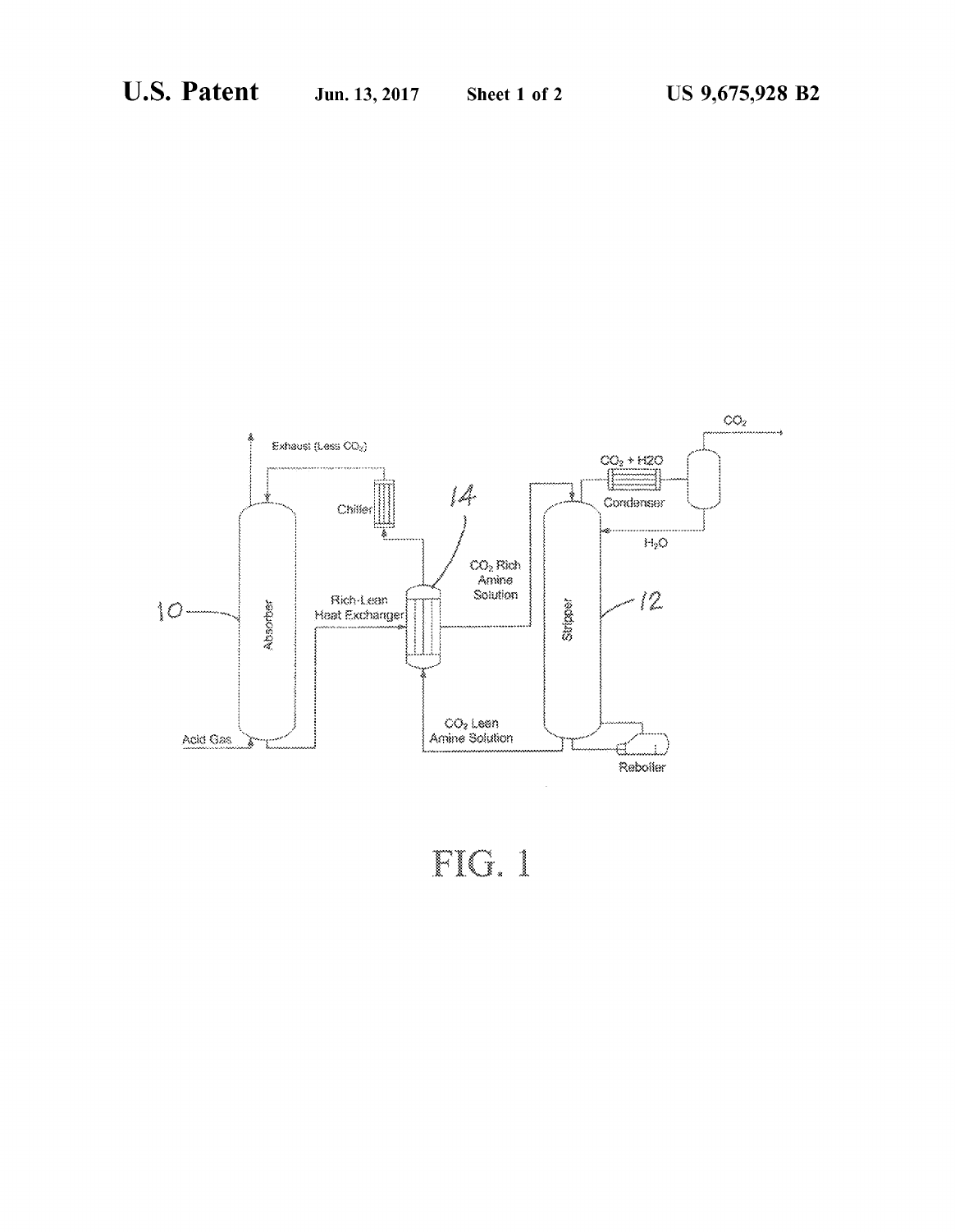FIG. 1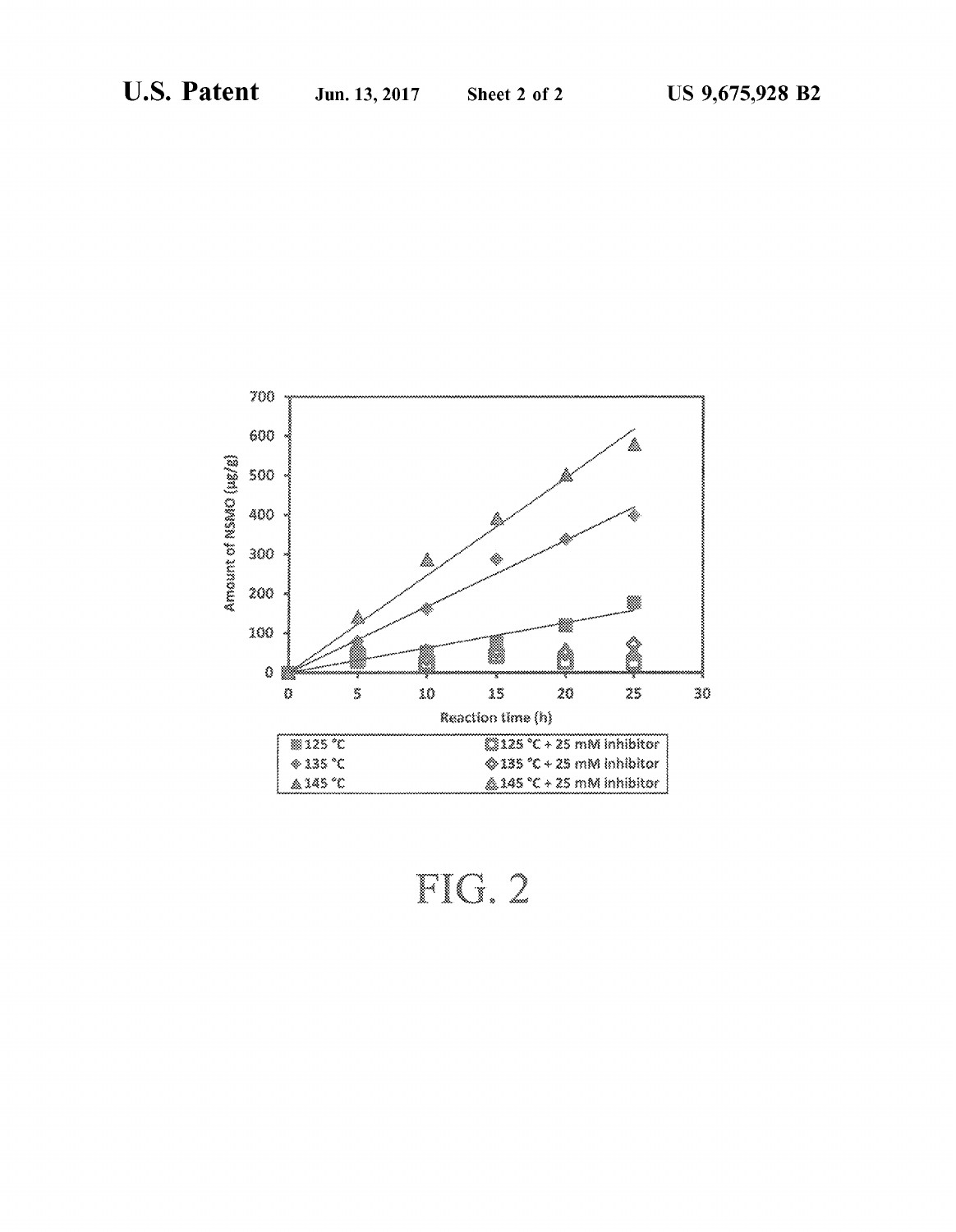FIG. 2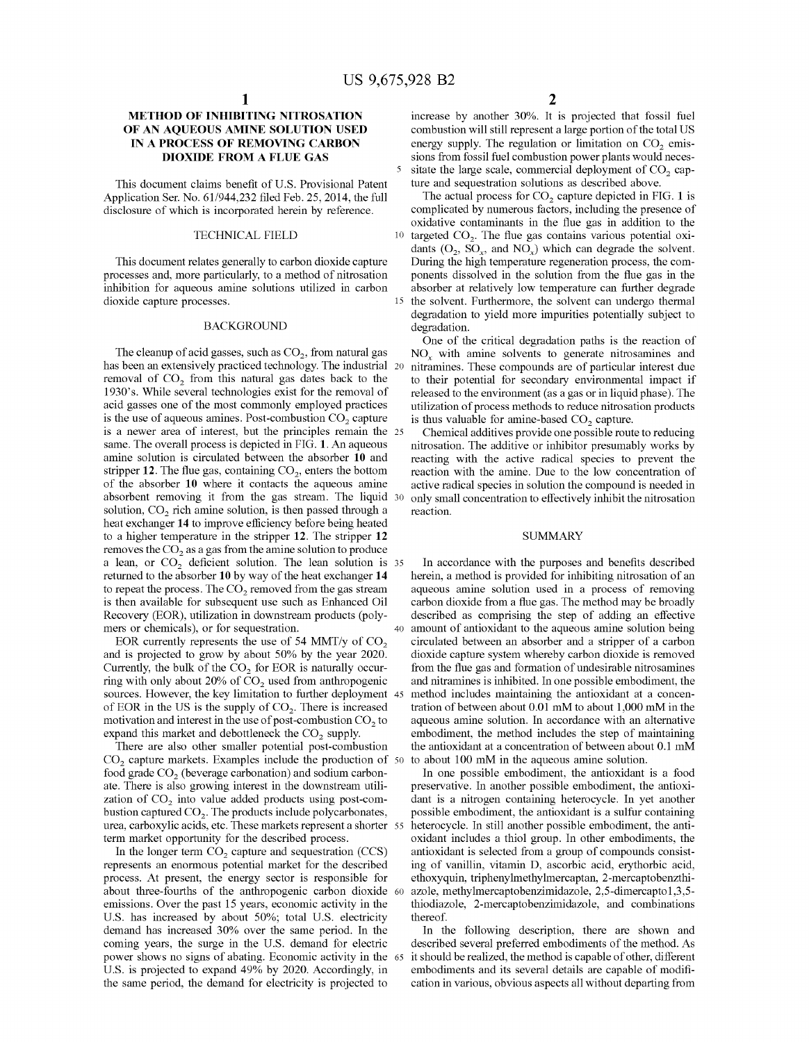# METHOD OF INHIBITING NITROSATION OF AN AQUEOUS AMINE SOLUTION USED IN A PROCESS OF REMOVING CARBON DIOXIDE FROM A FLUE GAS

This document claims benefit of U.S. Provisional Patent Application Ser. No. 61/944,232 filed Feb. 25, 2014, the full disclosure of which is incorporated herein by reference.

## TECHNICAL FIELD

This document relates generally to carbon dioxide capture processes and, more particularly, to a method of nitrosation inhibition for aqueous amine solutions utilized in carbon dioxide capture processes.

## BACKGROUND

The cleanup of acid gasses, such as $CO_2$, from natural gas has been an extensively practiced technology. The industrial removal of $CO_2$ from this natural gas dates back to the 1930's. While several technologies exist for the removal of acid gasses one of the most commonly employed practices is the use of aqueous amines. Post-combustion $CO_2$ capture is a newer area of interest, but the principles remain the same. The overall process is depicted in FIG. 1. An aqueous amine solution is circulated between the absorber **10** and stripper **12**. The flue gas, containing $CO_2$, enters the bottom of the absorber **10** where it contacts the aqueous amine absorbent removing it from the gas stream. The liquid solution, $CO_2$ rich amine solution, is then passed through a heat exchanger **14** to improve efficiency before being heated to a higher temperature in the stripper **12**. The stripper **12** removes the $CO_2$ as a gas from the amine solution to produce a lean, or $CO_2$ deficient solution. The lean solution is returned to the absorber **10** by way of the heat exchanger **14** to repeat the process. The $CO_2$ removed from the gas stream is then available for subsequent use such as Enhanced Oil Recovery (EOR), utilization in downstream products (polymers or chemicals), or for sequestration.

EOR currently represents the use of 54 MMT/y of $CO_2$ and is projected to grow by about 50% by the year 2020. Currently, the bulk of the $CO_2$ for EOR is naturally occurring with only about 20% of $CO_2$ used from anthropogenic sources. However, the key limitation to further deployment of EOR in the US is the supply of $CO_2$. There is increased motivation and interest in the use of post-combustion $CO_2$ to expand this market and debottleneck the $CO_2$ supply.

There are also other smaller potential post-combustion $CO_2$ capture markets. Examples include the production of food grade $CO_2$ (beverage carbonation) and sodium carbonate. There is also growing interest in the downstream utilization of $CO_2$ into value added products using post-combustion captured $CO_2$. The products include polycarbonates, urea, carboxylic acids, etc. These markets represent a shorter term market opportunity for the described process.

In the longer term $CO_2$ capture and sequestration (CCS) represents an enormous potential market for the described process. At present, the energy sector is responsible for about three-fourths of the anthropogenic carbon dioxide emissions. Over the past 15 years, economic activity in the U.S. has increased by about 50%; total U.S. electricity demand has increased 30% over the same period. In the coming years, the surge in the U.S. demand for electric power shows no signs of abating. Economic activity in the U.S. is projected to expand 49% by 2020. Accordingly, in the same period, the demand for electricity is projected to increase by another 30%. It is projected that fossil fuel combustion will still represent a large portion of the total US energy supply. The regulation or limitation on $CO_2$ emissions from fossil fuel combustion power plants would necessitate the large scale, commercial deployment of $CO_2$ capture and sequestration solutions as described above.

The actual process for $CO_2$ capture depicted in FIG. 1 is complicated by numerous factors, including the presence of oxidative contaminants in the flue gas in addition to the targeted $CO_2$. The flue gas contains various potential oxidants ($O_2$, $SO_x$, and $NO_x$) which can degrade the solvent. During the high temperature regeneration process, the components dissolved in the solution from the flue gas in the absorber at relatively low temperature can further degrade the solvent. Furthermore, the solvent can undergo thermal degradation to yield more impurities potentially subject to degradation.

One of the critical degradation paths is the reaction of $NO_x$ with amine solvents to generate nitrosamines and nitramines. These compounds are of particular interest due to their potential for secondary environmental impact if released to the environment (as a gas or in liquid phase). The utilization of process methods to reduce nitrosation products is thus valuable for amine-based $CO_2$ capture.

Chemical additives provide one possible route to reducing nitrosation. The additive or inhibitor presumably works by reacting with the active radical species to prevent the reaction with the amine. Due to the low concentration of active radical species in solution the compound is needed in only small concentration to effectively inhibit the nitrosation reaction.

## SUMMARY

In accordance with the purposes and benefits described herein, a method is provided for inhibiting nitrosation of an aqueous amine solution used in a process of removing carbon dioxide from a flue gas. The method may be broadly described as comprising the step of adding an effective amount of antioxidant to the aqueous amine solution being circulated between an absorber and a stripper of a carbon dioxide capture system whereby carbon dioxide is removed from the flue gas and formation of undesirable nitrosamines and nitramines is inhibited. In one possible embodiment, the method includes maintaining the antioxidant at a concentration of between about 0.01 mM to about 1,000 mM in the aqueous amine solution. In accordance with an alternative embodiment, the method includes the step of maintaining the antioxidant at a concentration of between about 0.1 mM to about 100 mM in the aqueous amine solution.

In one possible embodiment, the antioxidant is a food preservative. In another possible embodiment, the antioxidant is a nitrogen containing heterocycle. In yet another possible embodiment, the antioxidant is a sulfur containing heterocycle. In still another possible embodiment, the antioxidant includes a thiol group. In other embodiments, the antioxidant is selected from a group of compounds consisting of vanillin, vitamin D, ascorbic acid, erythorbic acid, ethoxyquin, triphenylmethylmercaptan, 2-mercaptobenzthiazole, methylmercaptobenzimidazole, 2,5-dimercapto1,3,5-thiodiazole, 2-mercaptobenzimidazole, and combinations thereof.

In the following description, there are shown and described several preferred embodiments of the method. As it should be realized, the method is capable of other, different embodiments and its several details are capable of modification in various, obvious aspects all without departing from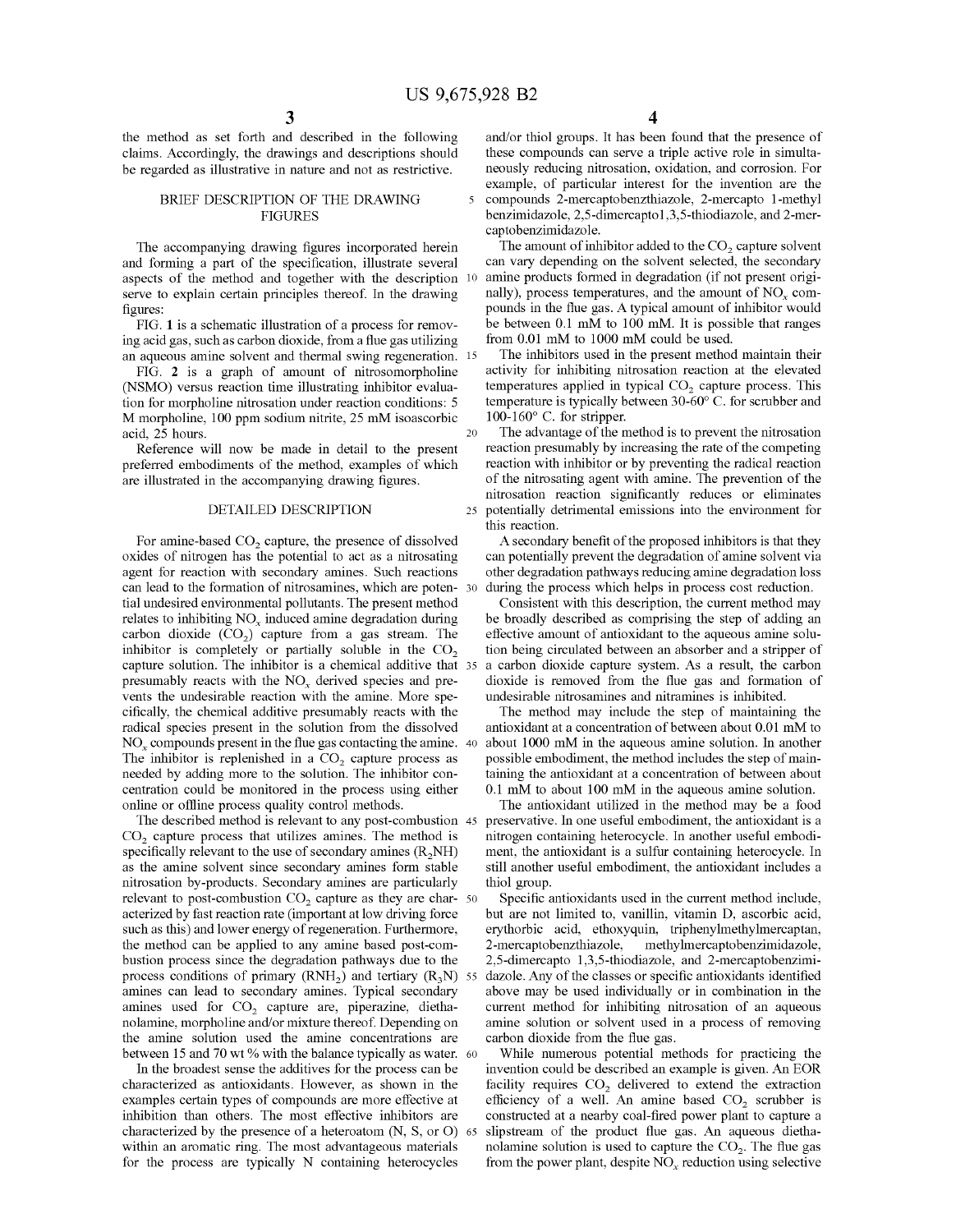the method as set forth and described in the following claims. Accordingly, the drawings and descriptions should be regarded as illustrative in nature and not as restrictive.

## BRIEF DESCRIPTION OF THE DRAWING FIGURES

The accompanying drawing figures incorporated herein and forming a part of the specification, illustrate several aspects of the method and together with the description serve to explain certain principles thereof. In the drawing figures:

FIG. 1 is a schematic illustration of a process for removing acid gas, such as carbon dioxide, from a flue gas utilizing an aqueous amine solvent and thermal swing regeneration.

FIG. 2 is a graph of amount of nitrosomorpholine (NSMO) versus reaction time illustrating inhibitor evaluation for morpholine nitrosation under reaction conditions: 5 M morpholine, 100 ppm sodium nitrite, 25 mM isoascorbic acid, 25 hours.

Reference will now be made in detail to the present preferred embodiments of the method, examples of which are illustrated in the accompanying drawing figures.

## DETAILED DESCRIPTION

For amine-based $CO_2$ capture, the presence of dissolved oxides of nitrogen has the potential to act as a nitrosating agent for reaction with secondary amines. Such reactions can lead to the formation of nitrosamines, which are potential undesired environmental pollutants. The present method relates to inhibiting $NO_x$ induced amine degradation during carbon dioxide ($CO_2$) capture from a gas stream. The inhibitor is completely or partially soluble in the $CO_2$ capture solution. The inhibitor is a chemical additive that presumably reacts with the $NO_x$ derived species and prevents the undesirable reaction with the amine. More specifically, the chemical additive presumably reacts with the radical species present in the solution from the dissolved $NO_x$ compounds present in the flue gas contacting the amine. The inhibitor is replenished in a $CO_2$ capture process as needed by adding more to the solution. The inhibitor concentration could be monitored in the process using either online or offline process quality control methods.

The described method is relevant to any post-combustion $CO_2$ capture process that utilizes amines. The method is specifically relevant to the use of secondary amines ($R_2NH$) as the amine solvent since secondary amines form stable nitrosation by-products. Secondary amines are particularly relevant to post-combustion $CO_2$ capture as they are characterized by fast reaction rate (important at low driving force such as this) and lower energy of regeneration. Furthermore, the method can be applied to any amine based post-combustion process since the degradation pathways due to the process conditions of primary ($RNH_2$) and tertiary ($R_3N$) amines can lead to secondary amines. Typical secondary amines used for $CO_2$ capture are, piperazine, diethanolamine, morpholine and/or mixture thereof. Depending on the amine solution used the amine concentrations are between 15 and 70 wt % with the balance typically as water.

In the broadest sense the additives for the process can be characterized as antioxidants. However, as shown in the examples certain types of compounds are more effective at inhibition than others. The most effective inhibitors are characterized by the presence of a heteroatom (N, S, or O) within an aromatic ring. The most advantageous materials for the process are typically N containing heterocycles and/or thiol groups. It has been found that the presence of these compounds can serve a triple active role in simultaneously reducing nitrosation, oxidation, and corrosion. For example, of particular interest for the invention are the compounds 2-mercaptobenzthiazole, 2-mercapto 1-methyl benzimidazole, 2,5-dimercapto1,3,5-thiodiazole, and 2-mercaptobenzimidazole.

The amount of inhibitor added to the $CO_2$ capture solvent can vary depending on the solvent selected, the secondary amine products formed in degradation (if not present originally), process temperatures, and the amount of $NO_x$ compounds in the flue gas. A typical amount of inhibitor would be between 0.1 mM to 100 mM. It is possible that ranges from 0.01 mM to 1000 mM could be used.

The inhibitors used in the present method maintain their activity for inhibiting nitrosation reaction at the elevated temperatures applied in typical $CO_2$ capture process. This temperature is typically between 30-60° C. for scrubber and 100-160° C. for stripper.

The advantage of the method is to prevent the nitrosation reaction presumably by increasing the rate of the competing reaction with inhibitor or by preventing the radical reaction of the nitrosating agent with amine. The prevention of the nitrosation reaction significantly reduces or eliminates potentially detrimental emissions into the environment for this reaction.

A secondary benefit of the proposed inhibitors is that they can potentially prevent the degradation of amine solvent via other degradation pathways reducing amine degradation loss during the process which helps in process cost reduction.

Consistent with this description, the current method may be broadly described as comprising the step of adding an effective amount of antioxidant to the aqueous amine solution being circulated between an absorber and a stripper of a carbon dioxide capture system. As a result, the carbon dioxide is removed from the flue gas and formation of undesirable nitrosamines and nitramines is inhibited.

The method may include the step of maintaining the antioxidant at a concentration of between about 0.01 mM to about 1000 mM in the aqueous amine solution. In another possible embodiment, the method includes the step of maintaining the antioxidant at a concentration of between about 0.1 mM to about 100 mM in the aqueous amine solution.

The antioxidant utilized in the method may be a food preservative. In one useful embodiment, the antioxidant is a nitrogen containing heterocycle. In another useful embodiment, the antioxidant is a sulfur containing heterocycle. In still another useful embodiment, the antioxidant includes a thiol group.

Specific antioxidants used in the current method include, but are not limited to, vanillin, vitamin D, ascorbic acid, erythorbic acid, ethoxyquin, triphenylmethylmercaptan, 2-mercaptobenzthiazole, methylmercaptobenzimidazole, 2,5-dimercapto 1,3,5-thiodiazole, and 2-mercaptobenzimidazole. Any of the classes or specific antioxidants identified above may be used individually or in combination in the current method for inhibiting nitrosation of an aqueous amine solution or solvent used in a process of removing carbon dioxide from the flue gas.

While numerous potential methods for practicing the invention could be described an example is given. An EOR facility requires $CO_2$ delivered to extend the extraction efficiency of a well. An amine based $CO_2$ scrubber is constructed at a nearby coal-fired power plant to capture a slipstream of the product flue gas. An aqueous diethanolamine solution is used to capture the $CO_2$. The flue gas from the power plant, despite $NO_x$ reduction using selective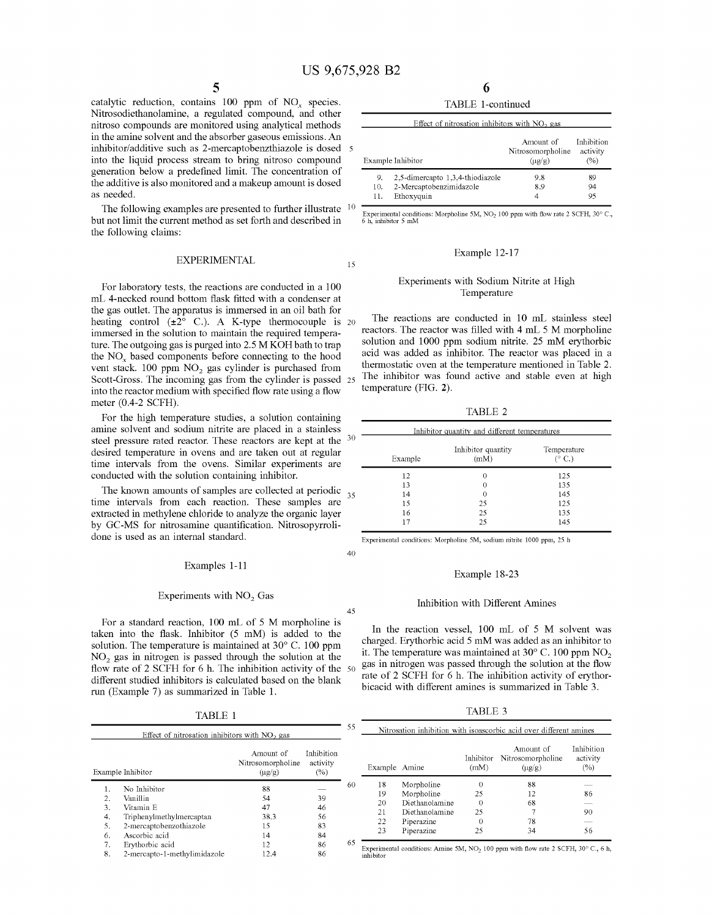catalytic reduction, contains 100 ppm of $NO_x$ species. Nitrosodiethanolamine, a regulated compound, and other nitroso compounds are monitored using analytical methods in the amine solvent and the absorber gaseous emissions. An inhibitor/additive such as 2-mercaptobenzthiazole is dosed into the liquid process stream to bring nitroso compound generation below a predefined limit. The concentration of the additive is also monitored and a makeup amount is dosed as needed.

The following examples are presented to further illustrate but not limit the current method as set forth and described in the following claims:

## EXPERIMENTAL

For laboratory tests, the reactions are conducted in a 100 mL 4-necked round bottom flask fitted with a condenser at the gas outlet. The apparatus is immersed in an oil bath for heating control (±2° C.). A K-type thermocouple is immersed in the solution to maintain the required temperature. The outgoing gas is purged into 2.5 M KOH bath to trap the $NO_x$ based components before connecting to the hood vent stack. 100 ppm $NO_2$ gas cylinder is purchased from Scott-Gross. The incoming gas from the cylinder is passed into the reactor medium with specified flow rate using a flow meter (0.4-2 SCFH).

For the high temperature studies, a solution containing amine solvent and sodium nitrite are placed in a stainless steel pressure rated reactor. These reactors are kept at the desired temperature in ovens and are taken out at regular time intervals from the ovens. Similar experiments are conducted with the solution containing inhibitor.

The known amounts of samples are collected at periodic time intervals from each reaction. These samples are extracted in methylene chloride to analyze the organic layer by GC-MS for nitrosamine quantification. Nitrosopyrrolidone is used as an internal standard.

### Examples 1-11

### Experiments with $NO_2$ Gas

For a standard reaction, 100 mL of 5 M morpholine is taken into the flask. Inhibitor (5 mM) is added to the solution. The temperature is maintained at 30° C. 100 ppm $NO_2$ gas in nitrogen is passed through the solution at the flow rate of 2 SCFH for 6 h. The inhibition activity of the different studied inhibitors is calculated based on the blank run (Example 7) as summarized in Table 1.

TABLE 1

Effect of nitrosation inhibitors with $NO_2$ gas

| Example | Inhibitor | Amount of Nitrosomorpholine (μg/g) | Inhibition activity (%) |
|---|---|---|---|
| 1. | No Inhibitor | 88 | — |
| 2. | Vanillin | 54 | 39 |
| 3. | Vitamin E | 47 | 46 |
| 4. | Triphenylmethylmercaptan | 38.3 | 56 |
| 5. | 2-mercaptobenzothiazole | 15 | 83 |
| 6. | Ascorbic acid | 14 | 84 |
| 7. | Erythorbic acid | 12 | 86 |
| 8. | 2-mercapto-1-methylimidazole | 12.4 | 86 |
| 9. | 2,5-dimercapto 1,3,4-thiodiazole | 9.8 | 89 |
| 10. | 2-Mercaptobenzimidazole | 8.9 | 94 |
| 11. | Ethoxyquin | 4 | 95 |

Experimental conditions: Morpholine 5M, $NO_2$ 100 ppm with flow rate 2 SCFH, 30° C., 6 h, inhibitor 5 mM

### Example 12-17

### Experiments with Sodium Nitrite at High Temperature

The reactions are conducted in 10 mL stainless steel reactors. The reactor was filled with 4 mL 5 M morpholine solution and 1000 ppm sodium nitrite. 25 mM erythorbic acid was added as inhibitor. The reactor was placed in a thermostatic oven at the temperature mentioned in Table 2. The inhibitor was found active and stable even at high temperature (FIG. 2).

TABLE 2

Inhibitor quantity and different temperatures

| Example | Inhibitor quantity (mM) | Temperature (° C.) |
|---|---|---|
| 12 | 0 | 125 |
| 13 | 0 | 135 |
| 14 | 0 | 145 |
| 15 | 25 | 125 |
| 16 | 25 | 135 |
| 17 | 25 | 145 |

Experimental conditions: Morpholine 5M, sodium nitrite 1000 ppm, 25 h

### Example 18-23

### Inhibition with Different Amines

In the reaction vessel, 100 mL of 5 M solvent was charged. Erythorbic acid 5 mM was added as an inhibitor to it. The temperature was maintained at 30° C. 100 ppm $NO_2$ gas in nitrogen was passed through the solution at the flow rate of 2 SCFH for 6 h. The inhibition activity of erythorbicacid with different amines is summarized in Table 3.

TABLE 3

Nitrosation inhibition with isoascorbic acid over different amines

| Example | Amine | Inhibitor (mM) | Amount of Nitrosomorpholine (μg/g) | Inhibition activity (%) |
|---|---|---|---|---|
| 18 | Morpholine | 0 | 88 | — |
| 19 | Morpholine | 25 | 12 | 86 |
| 20 | Diethanolamine | 0 | 68 | — |
| 21 | Diethanolamine | 25 | 7 | 90 |
| 22 | Piperazine | 0 | 78 | — |
| 23 | Piperazine | 25 | 34 | 56 |

Experimental conditions: Amine 5M, $NO_2$ 100 ppm with flow rate 2 SCFH, 30° C., 6 h, inhibitor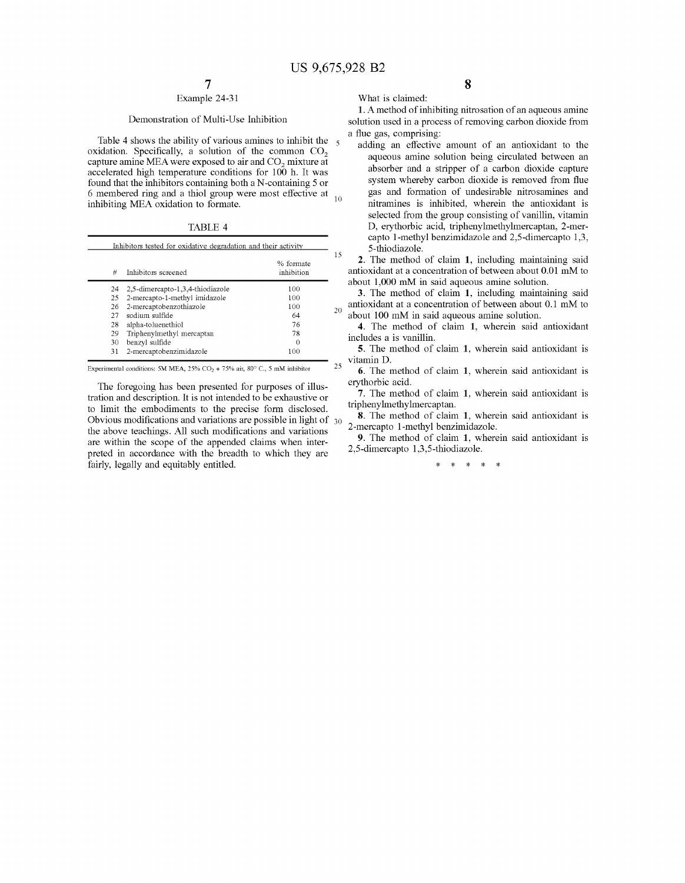## Example 24-31

### Demonstration of Multi-Use Inhibition

Table 4 shows the ability of various amines to inhibit the oxidation. Specifically, a solution of the common $CO_2$ capture amine MEA were exposed to air and $CO_2$ mixture at accelerated high temperature conditions for 100 h. It was found that the inhibitors containing both a N-containing 5 or 6 membered ring and a thiol group were most effective at inhibiting MEA oxidation to formate.

TABLE 4

Inhibitors tested for oxidative degradation and their activity

| # | Inhibitors screened | % formate inhibition |
|---|---|---|
| 24 | 2,5-dimercapto-1,3,4-thiodiazole | 100 |
| 25 | 2-mercapto-1-methyl imidazole | 100 |
| 26 | 2-mercaptobenzothiazole | 100 |
| 27 | sodium sulfide | 64 |
| 28 | alpha-toluenethiol | 76 |
| 29 | Triphenylmethyl mercaptan | 78 |
| 30 | benzyl sulfide | 0 |
| 31 | 2-mercaptobenzimidazole | 100 |

Experimental conditions: 5M MEA, 25% $CO_2$ + 75% air, 80° C., 5 mM inhibitor

The foregoing has been presented for purposes of illustration and description. It is not intended to be exhaustive or to limit the embodiments to the precise form disclosed. Obvious modifications and variations are possible in light of the above teachings. All such modifications and variations are within the scope of the appended claims when interpreted in accordance with the breadth to which they are fairly, legally and equitably entitled.

What is claimed:

**1.** A method of inhibiting nitrosation of an aqueous amine solution used in a process of removing carbon dioxide from a flue gas, comprising:

adding an effective amount of an antioxidant to the aqueous amine solution being circulated between an absorber and a stripper of a carbon dioxide capture system whereby carbon dioxide is removed from flue gas and formation of undesirable nitrosamines and nitramines is inhibited, wherein the antioxidant is selected from the group consisting of vanillin, vitamin D, erythorbic acid, triphenylmethylmercaptan, 2-mercapto 1-methyl benzimidazole and 2,5-dimercapto 1,3,5-thiodiazole.

**2.** The method of claim **1**, including maintaining said antioxidant at a concentration of between about 0.01 mM to about 1,000 mM in said aqueous amine solution.

**3.** The method of claim **1**, including maintaining said antioxidant at a concentration of between about 0.1 mM to about 100 mM in said aqueous amine solution.

**4.** The method of claim **1**, wherein said antioxidant includes a is vanillin.

**5.** The method of claim **1**, wherein said antioxidant is vitamin D.

**6.** The method of claim **1**, wherein said antioxidant is erythorbic acid.

**7.** The method of claim **1**, wherein said antioxidant is triphenylmethylmercaptan.

**8.** The method of claim **1**, wherein said antioxidant is 2-mercapto 1-methyl benzimidazole.

**9.** The method of claim **1**, wherein said antioxidant is 2,5-dimercapto 1,3,5-thiodiazole.

* * * * *